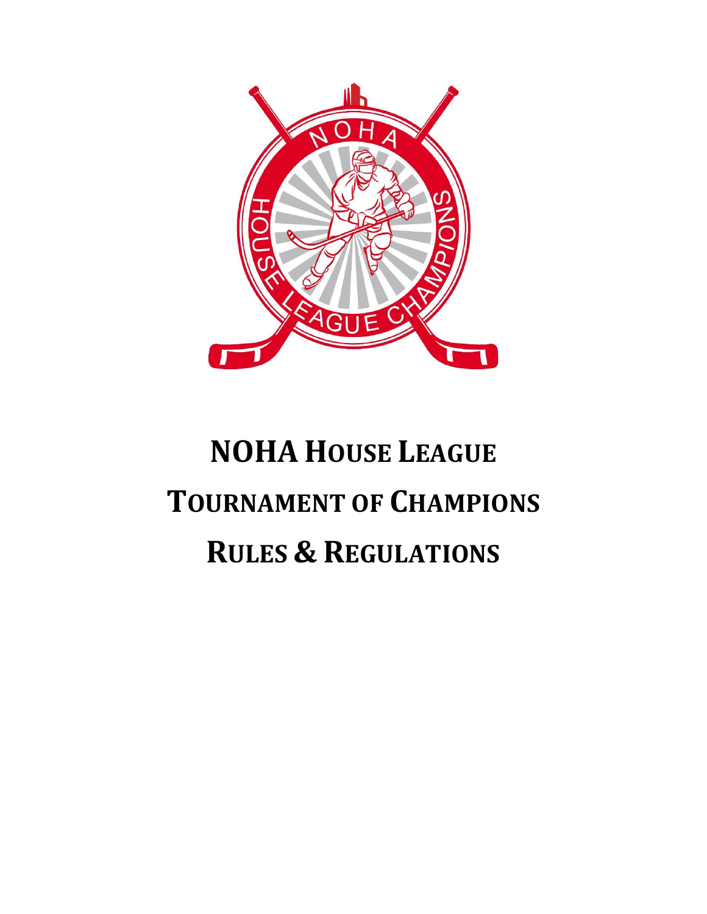# NOHA House League
# Tournament of Champions
# Rules & Regulations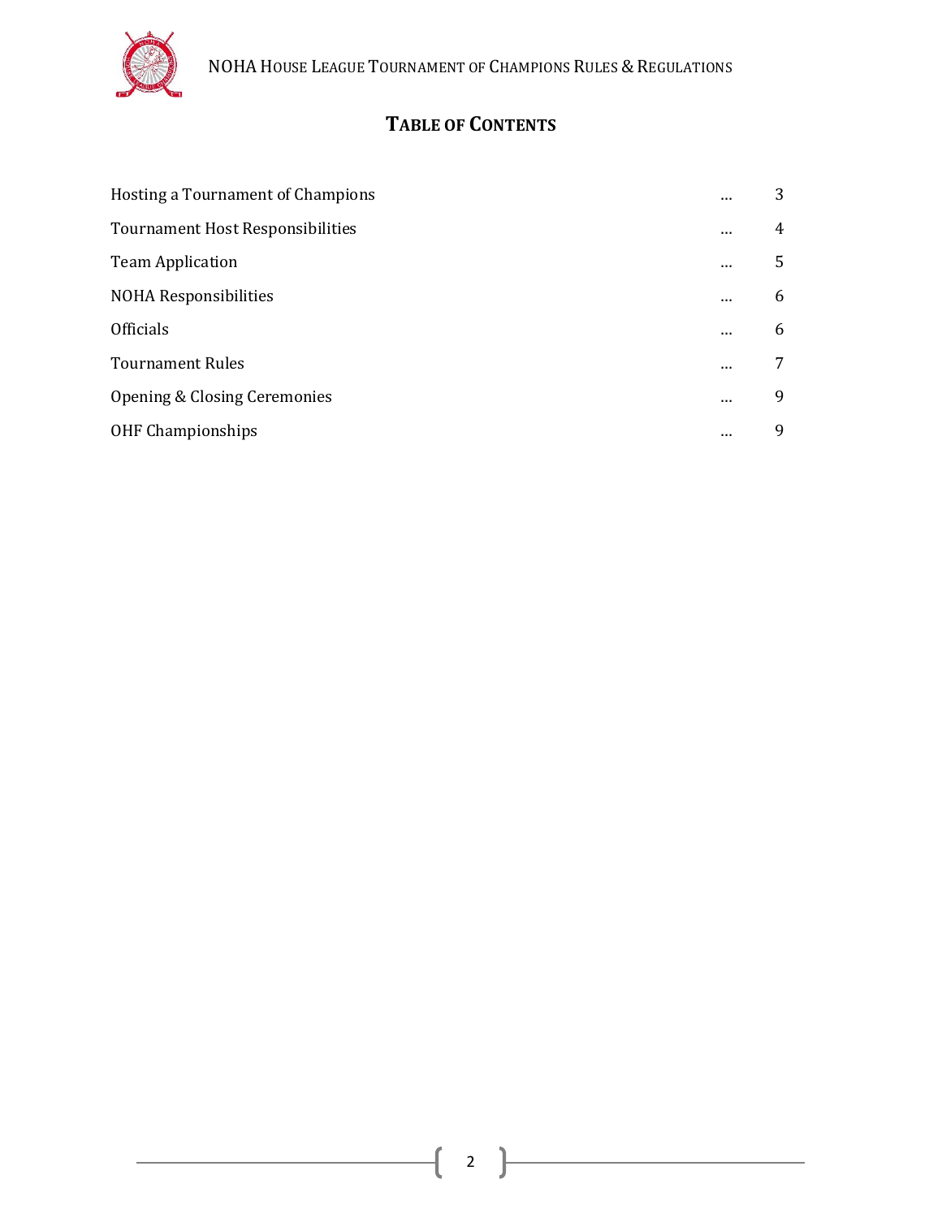# Table of Contents

| | | |
|---|---|---|
| Hosting a Tournament of Champions | … | 3 |
| Tournament Host Responsibilities | … | 4 |
| Team Application | … | 5 |
| NOHA Responsibilities | … | 6 |
| Officials | … | 6 |
| Tournament Rules | … | 7 |
| Opening & Closing Ceremonies | … | 9 |
| OHF Championships | … | 9 |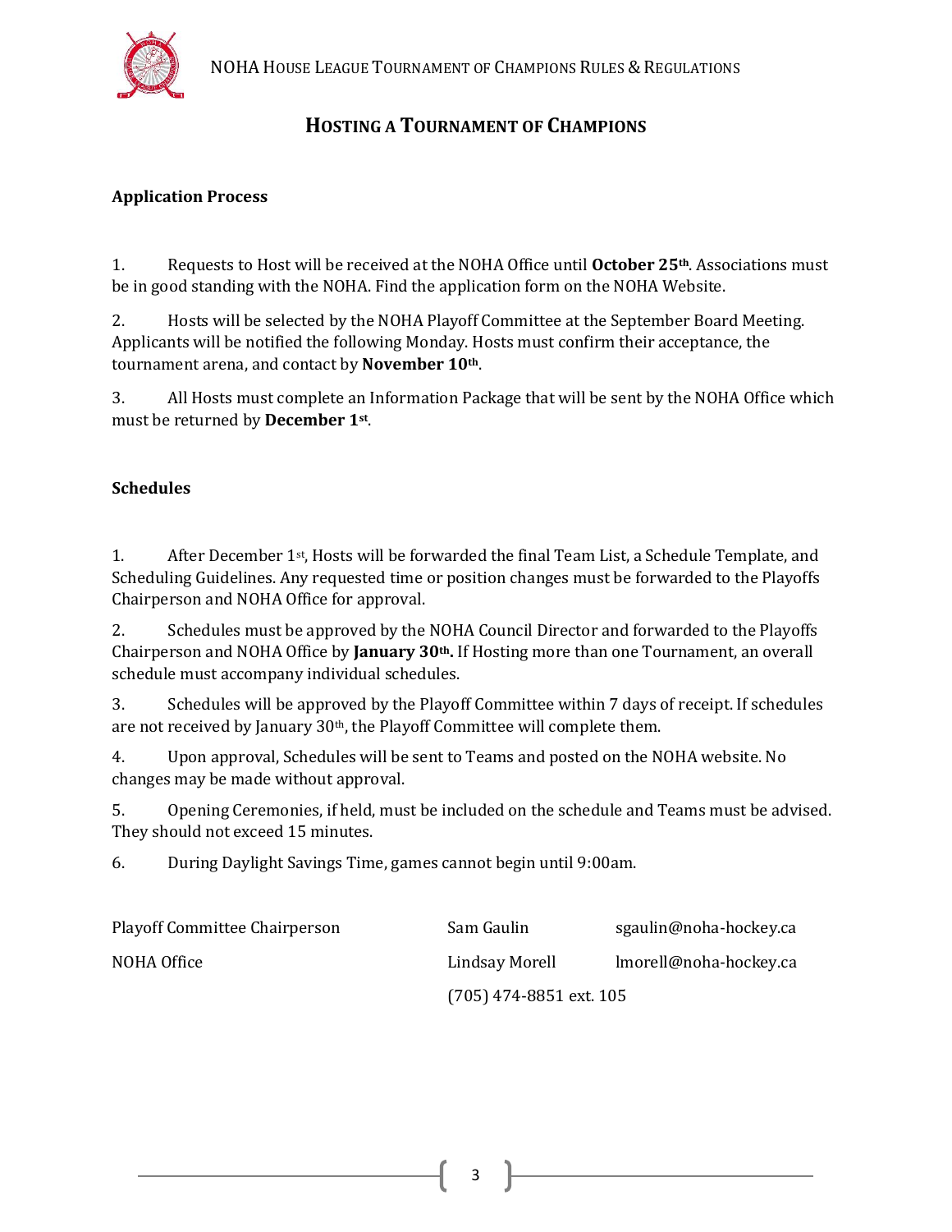# HOSTING A TOURNAMENT OF CHAMPIONS

**Application Process**

1. Requests to Host will be received at the NOHA Office until **October 25th**. Associations must be in good standing with the NOHA. Find the application form on the NOHA Website.

2. Hosts will be selected by the NOHA Playoff Committee at the September Board Meeting. Applicants will be notified the following Monday. Hosts must confirm their acceptance, the tournament arena, and contact by **November 10th**.

3. All Hosts must complete an Information Package that will be sent by the NOHA Office which must be returned by **December 1st**.

**Schedules**

1. After December 1st, Hosts will be forwarded the final Team List, a Schedule Template, and Scheduling Guidelines. Any requested time or position changes must be forwarded to the Playoffs Chairperson and NOHA Office for approval.

2. Schedules must be approved by the NOHA Council Director and forwarded to the Playoffs Chairperson and NOHA Office by **January 30th.** If Hosting more than one Tournament, an overall schedule must accompany individual schedules.

3. Schedules will be approved by the Playoff Committee within 7 days of receipt. If schedules are not received by January 30th, the Playoff Committee will complete them.

4. Upon approval, Schedules will be sent to Teams and posted on the NOHA website. No changes may be made without approval.

5. Opening Ceremonies, if held, must be included on the schedule and Teams must be advised. They should not exceed 15 minutes.

6. During Daylight Savings Time, games cannot begin until 9:00am.

| | | |
|---|---|---|
| Playoff Committee Chairperson | Sam Gaulin | sgaulin@noha-hockey.ca |
| NOHA Office | Lindsay Morell | lmorell@noha-hockey.ca |
| | (705) 474-8851 ext. 105 | |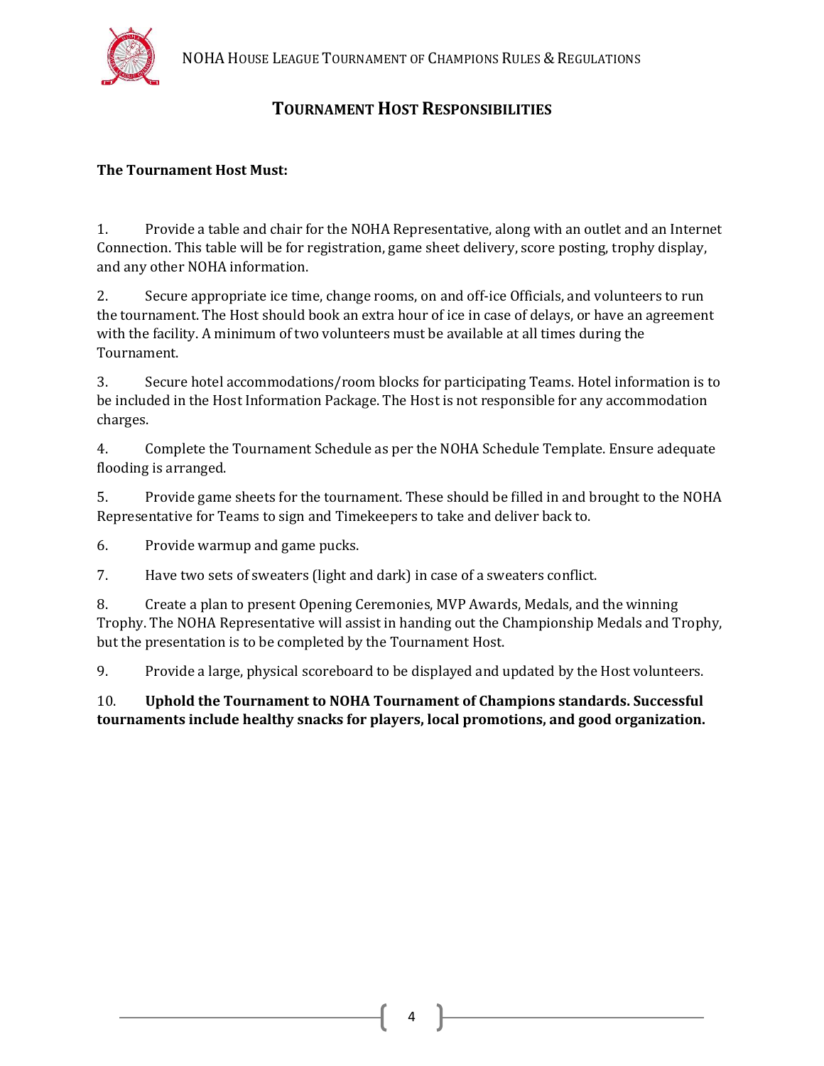# Tournament Host Responsibilities

**The Tournament Host Must:**

1. Provide a table and chair for the NOHA Representative, along with an outlet and an Internet Connection. This table will be for registration, game sheet delivery, score posting, trophy display, and any other NOHA information.

2. Secure appropriate ice time, change rooms, on and off-ice Officials, and volunteers to run the tournament. The Host should book an extra hour of ice in case of delays, or have an agreement with the facility. A minimum of two volunteers must be available at all times during the Tournament.

3. Secure hotel accommodations/room blocks for participating Teams. Hotel information is to be included in the Host Information Package. The Host is not responsible for any accommodation charges.

4. Complete the Tournament Schedule as per the NOHA Schedule Template. Ensure adequate flooding is arranged.

5. Provide game sheets for the tournament. These should be filled in and brought to the NOHA Representative for Teams to sign and Timekeepers to take and deliver back to.

6. Provide warmup and game pucks.

7. Have two sets of sweaters (light and dark) in case of a sweaters conflict.

8. Create a plan to present Opening Ceremonies, MVP Awards, Medals, and the winning Trophy. The NOHA Representative will assist in handing out the Championship Medals and Trophy, but the presentation is to be completed by the Tournament Host.

9. Provide a large, physical scoreboard to be displayed and updated by the Host volunteers.

10. **Uphold the Tournament to NOHA Tournament of Champions standards. Successful tournaments include healthy snacks for players, local promotions, and good organization.**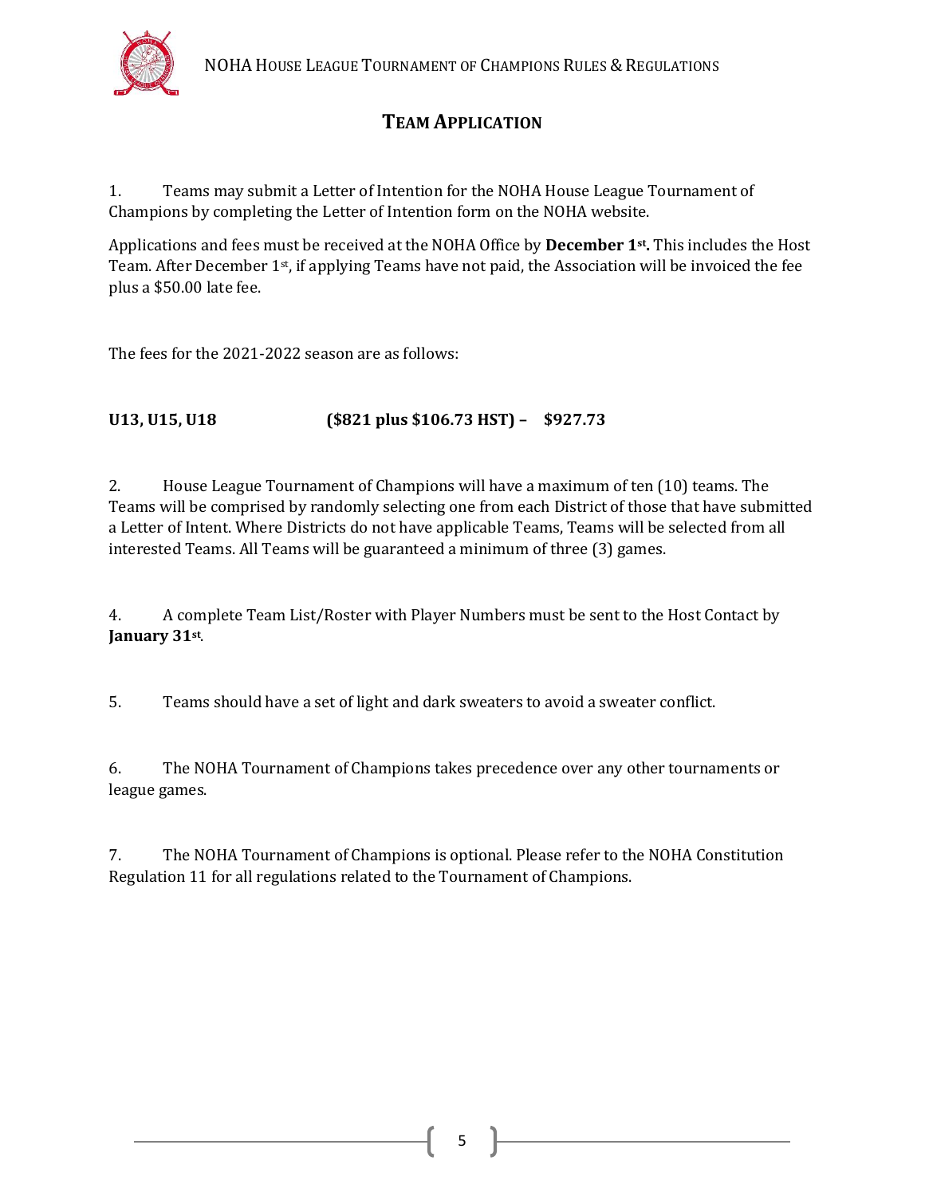## TEAM APPLICATION

1. Teams may submit a Letter of Intention for the NOHA House League Tournament of Champions by completing the Letter of Intention form on the NOHA website.

Applications and fees must be received at the NOHA Office by **December 1st.** This includes the Host Team. After December 1st, if applying Teams have not paid, the Association will be invoiced the fee plus a $50.00 late fee.

The fees for the 2021-2022 season are as follows:

**U13, U15, U18 ($821 plus $106.73 HST) – $927.73**

2. House League Tournament of Champions will have a maximum of ten (10) teams. The Teams will be comprised by randomly selecting one from each District of those that have submitted a Letter of Intent. Where Districts do not have applicable Teams, Teams will be selected from all interested Teams. All Teams will be guaranteed a minimum of three (3) games.

4. A complete Team List/Roster with Player Numbers must be sent to the Host Contact by **January 31st**.

5. Teams should have a set of light and dark sweaters to avoid a sweater conflict.

6. The NOHA Tournament of Champions takes precedence over any other tournaments or league games.

7. The NOHA Tournament of Champions is optional. Please refer to the NOHA Constitution Regulation 11 for all regulations related to the Tournament of Champions.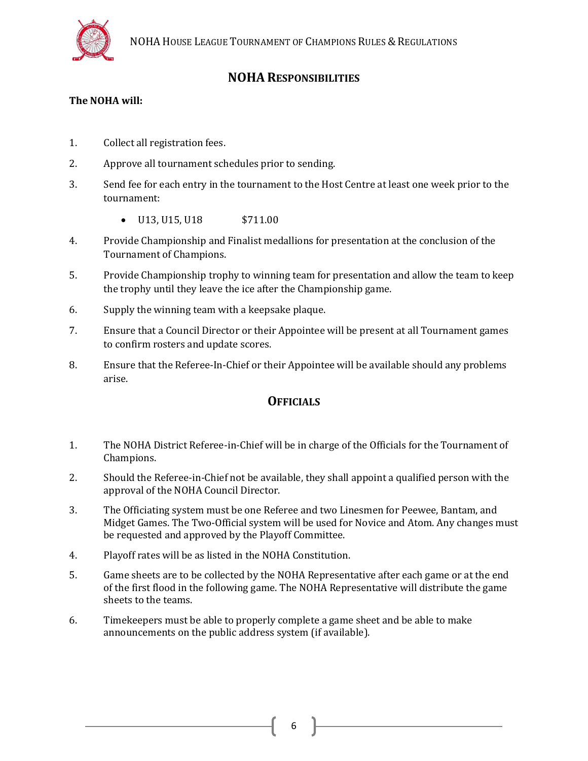## NOHA Responsibilities

**The NOHA will:**

1. Collect all registration fees.
2. Approve all tournament schedules prior to sending.
3. Send fee for each entry in the tournament to the Host Centre at least one week prior to the tournament:
   - U13, U15, U18 $711.00
4. Provide Championship and Finalist medallions for presentation at the conclusion of the Tournament of Champions.
5. Provide Championship trophy to winning team for presentation and allow the team to keep the trophy until they leave the ice after the Championship game.
6. Supply the winning team with a keepsake plaque.
7. Ensure that a Council Director or their Appointee will be present at all Tournament games to confirm rosters and update scores.
8. Ensure that the Referee-In-Chief or their Appointee will be available should any problems arise.

## Officials

1. The NOHA District Referee-in-Chief will be in charge of the Officials for the Tournament of Champions.
2. Should the Referee-in-Chief not be available, they shall appoint a qualified person with the approval of the NOHA Council Director.
3. The Officiating system must be one Referee and two Linesmen for Peewee, Bantam, and Midget Games. The Two-Official system will be used for Novice and Atom. Any changes must be requested and approved by the Playoff Committee.
4. Playoff rates will be as listed in the NOHA Constitution.
5. Game sheets are to be collected by the NOHA Representative after each game or at the end of the first flood in the following game. The NOHA Representative will distribute the game sheets to the teams.
6. Timekeepers must be able to properly complete a game sheet and be able to make announcements on the public address system (if available).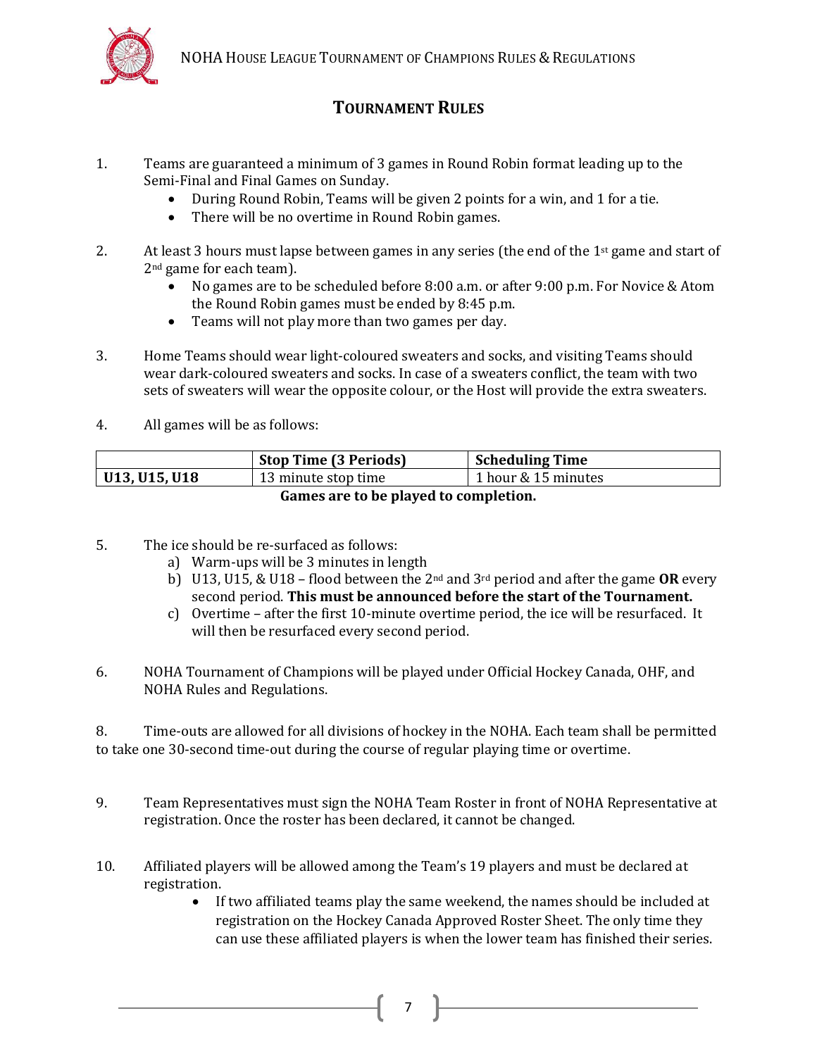## TOURNAMENT RULES

1. Teams are guaranteed a minimum of 3 games in Round Robin format leading up to the Semi-Final and Final Games on Sunday.
   - During Round Robin, Teams will be given 2 points for a win, and 1 for a tie.
   - There will be no overtime in Round Robin games.

2. At least 3 hours must lapse between games in any series (the end of the 1st game and start of 2nd game for each team).
   - No games are to be scheduled before 8:00 a.m. or after 9:00 p.m. For Novice & Atom the Round Robin games must be ended by 8:45 p.m.
   - Teams will not play more than two games per day.

3. Home Teams should wear light-coloured sweaters and socks, and visiting Teams should wear dark-coloured sweaters and socks. In case of a sweaters conflict, the team with two sets of sweaters will wear the opposite colour, or the Host will provide the extra sweaters.

4. All games will be as follows:

| | Stop Time (3 Periods) | Scheduling Time |
|---|---|---|
| **U13, U15, U18** | 13 minute stop time | 1 hour & 15 minutes |

**Games are to be played to completion.**

5. The ice should be re-surfaced as follows:
   a) Warm-ups will be 3 minutes in length
   b) U13, U15, & U18 – flood between the 2nd and 3rd period and after the game **OR** every second period. **This must be announced before the start of the Tournament.**
   c) Overtime – after the first 10-minute overtime period, the ice will be resurfaced. It will then be resurfaced every second period.

6. NOHA Tournament of Champions will be played under Official Hockey Canada, OHF, and NOHA Rules and Regulations.

8. Time-outs are allowed for all divisions of hockey in the NOHA. Each team shall be permitted to take one 30-second time-out during the course of regular playing time or overtime.

9. Team Representatives must sign the NOHA Team Roster in front of NOHA Representative at registration. Once the roster has been declared, it cannot be changed.

10. Affiliated players will be allowed among the Team's 19 players and must be declared at registration.
    - If two affiliated teams play the same weekend, the names should be included at registration on the Hockey Canada Approved Roster Sheet. The only time they can use these affiliated players is when the lower team has finished their series.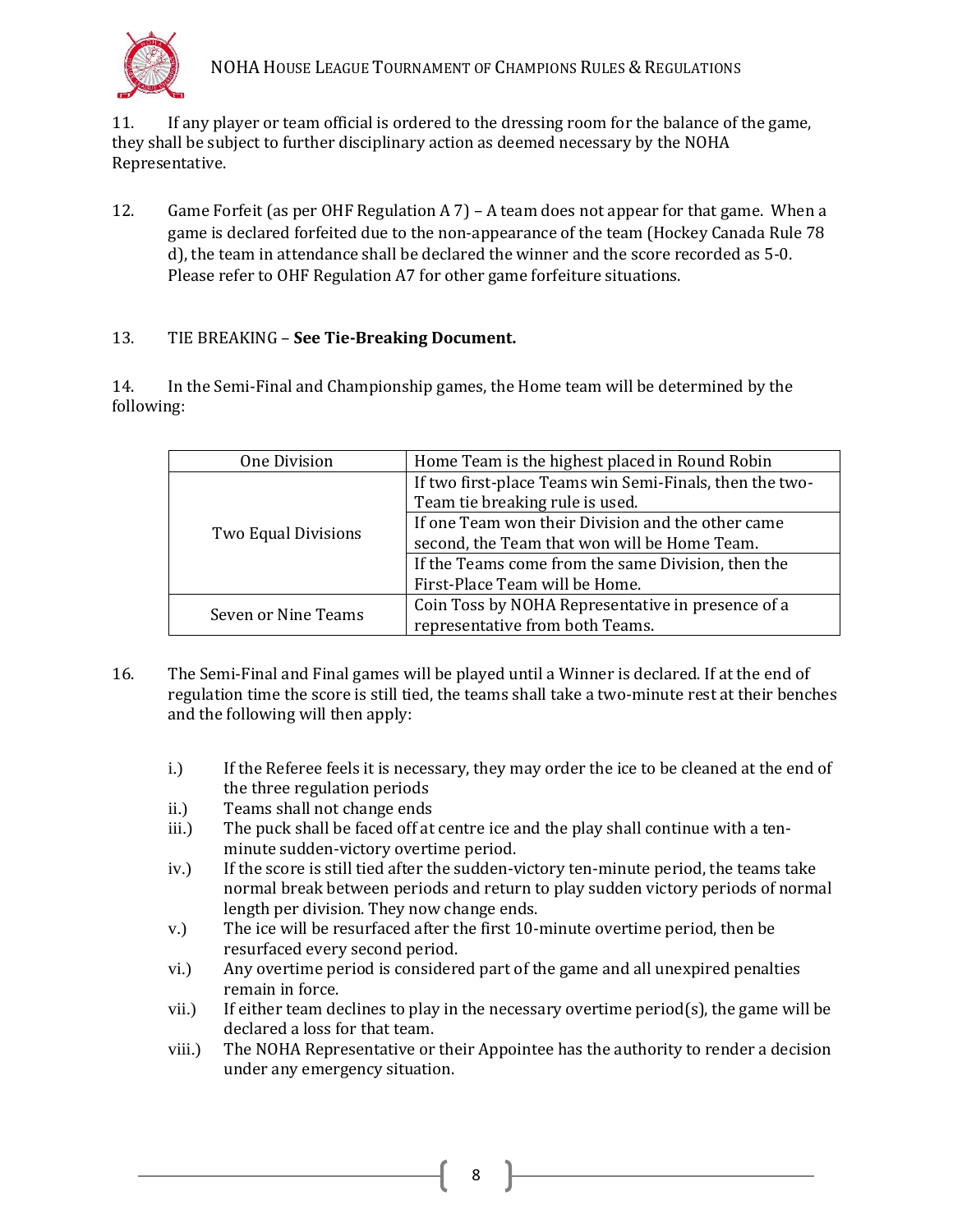11. If any player or team official is ordered to the dressing room for the balance of the game, they shall be subject to further disciplinary action as deemed necessary by the NOHA Representative.

12. Game Forfeit (as per OHF Regulation A 7) – A team does not appear for that game. When a game is declared forfeited due to the non-appearance of the team (Hockey Canada Rule 78 d), the team in attendance shall be declared the winner and the score recorded as 5-0. Please refer to OHF Regulation A7 for other game forfeiture situations.

13. TIE BREAKING – **See Tie-Breaking Document.**

14. In the Semi-Final and Championship games, the Home team will be determined by the following:

| | |
|---|---|
| One Division | Home Team is the highest placed in Round Robin |
| Two Equal Divisions | If two first-place Teams win Semi-Finals, then the two-Team tie breaking rule is used. |
| | If one Team won their Division and the other came second, the Team that won will be Home Team. |
| | If the Teams come from the same Division, then the First-Place Team will be Home. |
| Seven or Nine Teams | Coin Toss by NOHA Representative in presence of a representative from both Teams. |

16. The Semi-Final and Final games will be played until a Winner is declared. If at the end of regulation time the score is still tied, the teams shall take a two-minute rest at their benches and the following will then apply:

   i.) If the Referee feels it is necessary, they may order the ice to be cleaned at the end of the three regulation periods
   ii.) Teams shall not change ends
   iii.) The puck shall be faced off at centre ice and the play shall continue with a ten-minute sudden-victory overtime period.
   iv.) If the score is still tied after the sudden-victory ten-minute period, the teams take normal break between periods and return to play sudden victory periods of normal length per division. They now change ends.
   v.) The ice will be resurfaced after the first 10-minute overtime period, then be resurfaced every second period.
   vi.) Any overtime period is considered part of the game and all unexpired penalties remain in force.
   vii.) If either team declines to play in the necessary overtime period(s), the game will be declared a loss for that team.
   viii.) The NOHA Representative or their Appointee has the authority to render a decision under any emergency situation.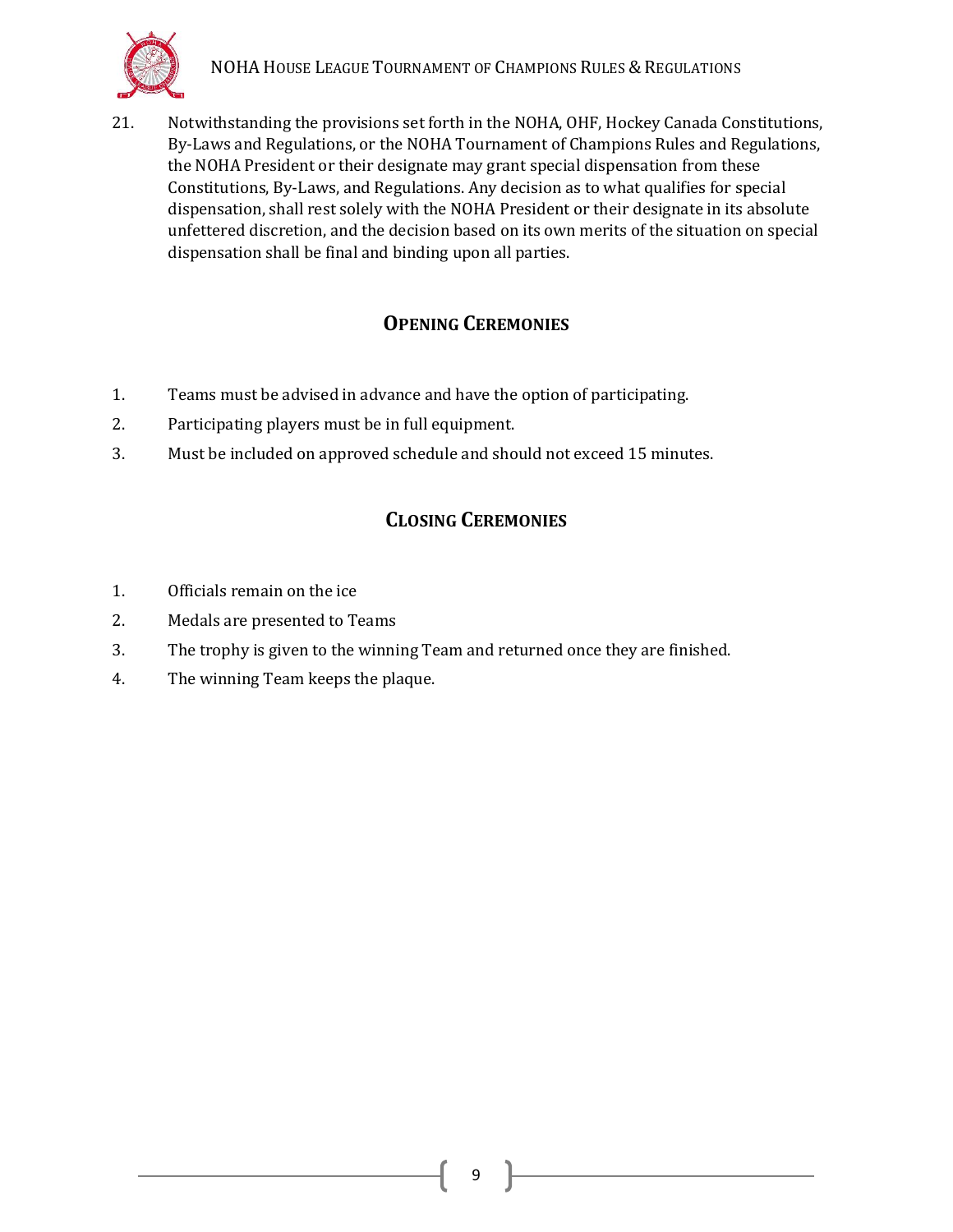21. Notwithstanding the provisions set forth in the NOHA, OHF, Hockey Canada Constitutions, By-Laws and Regulations, or the NOHA Tournament of Champions Rules and Regulations, the NOHA President or their designate may grant special dispensation from these Constitutions, By-Laws, and Regulations. Any decision as to what qualifies for special dispensation, shall rest solely with the NOHA President or their designate in its absolute unfettered discretion, and the decision based on its own merits of the situation on special dispensation shall be final and binding upon all parties.

## Opening Ceremonies

1. Teams must be advised in advance and have the option of participating.
2. Participating players must be in full equipment.
3. Must be included on approved schedule and should not exceed 15 minutes.

## Closing Ceremonies

1. Officials remain on the ice
2. Medals are presented to Teams
3. The trophy is given to the winning Team and returned once they are finished.
4. The winning Team keeps the plaque.